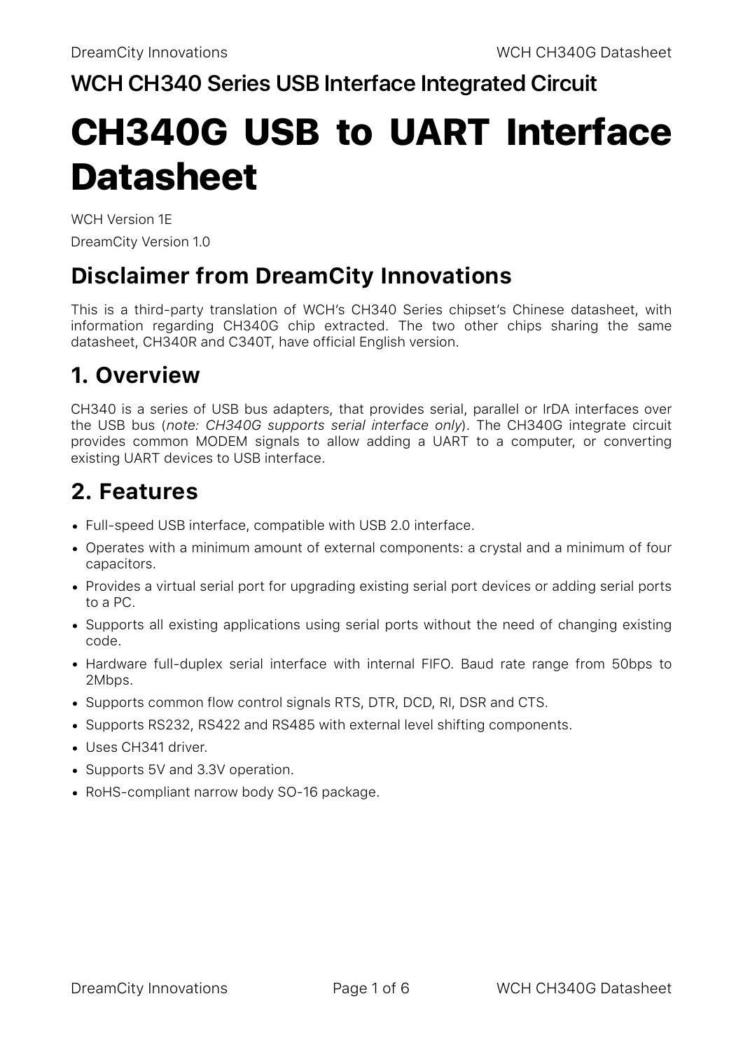## WCH CH340 Series USB Interface Integrated Circuit

# CH340G USB to UART Interface Datasheet

WCH Version 1E

DreamCity Version 1.0

## Disclaimer from DreamCity Innovations

This is a third-party translation of WCH's CH340 Series chipset's Chinese datasheet, with information regarding CH340G chip extracted. The two other chips sharing the same datasheet, CH340R and C340T, have official English version.

## 1. Overview

CH340 is a series of USB bus adapters, that provides serial, parallel or IrDA interfaces over the USB bus (*note: CH340G supports serial interface only*). The CH340G integrate circuit provides common MODEM signals to allow adding a UART to a computer, or converting existing UART devices to USB interface.

## 2. Features

- Full-speed USB interface, compatible with USB 2.0 interface.
- Operates with a minimum amount of external components: a crystal and a minimum of four capacitors.
- Provides a virtual serial port for upgrading existing serial port devices or adding serial ports to a PC.
- Supports all existing applications using serial ports without the need of changing existing code.
- Hardware full-duplex serial interface with internal FIFO. Baud rate range from 50bps to 2Mbps.
- Supports common flow control signals RTS, DTR, DCD, RI, DSR and CTS.
- Supports RS232, RS422 and RS485 with external level shifting components.
- Uses CH341 driver.
- Supports 5V and 3.3V operation.
- RoHS-compliant narrow body SO-16 package.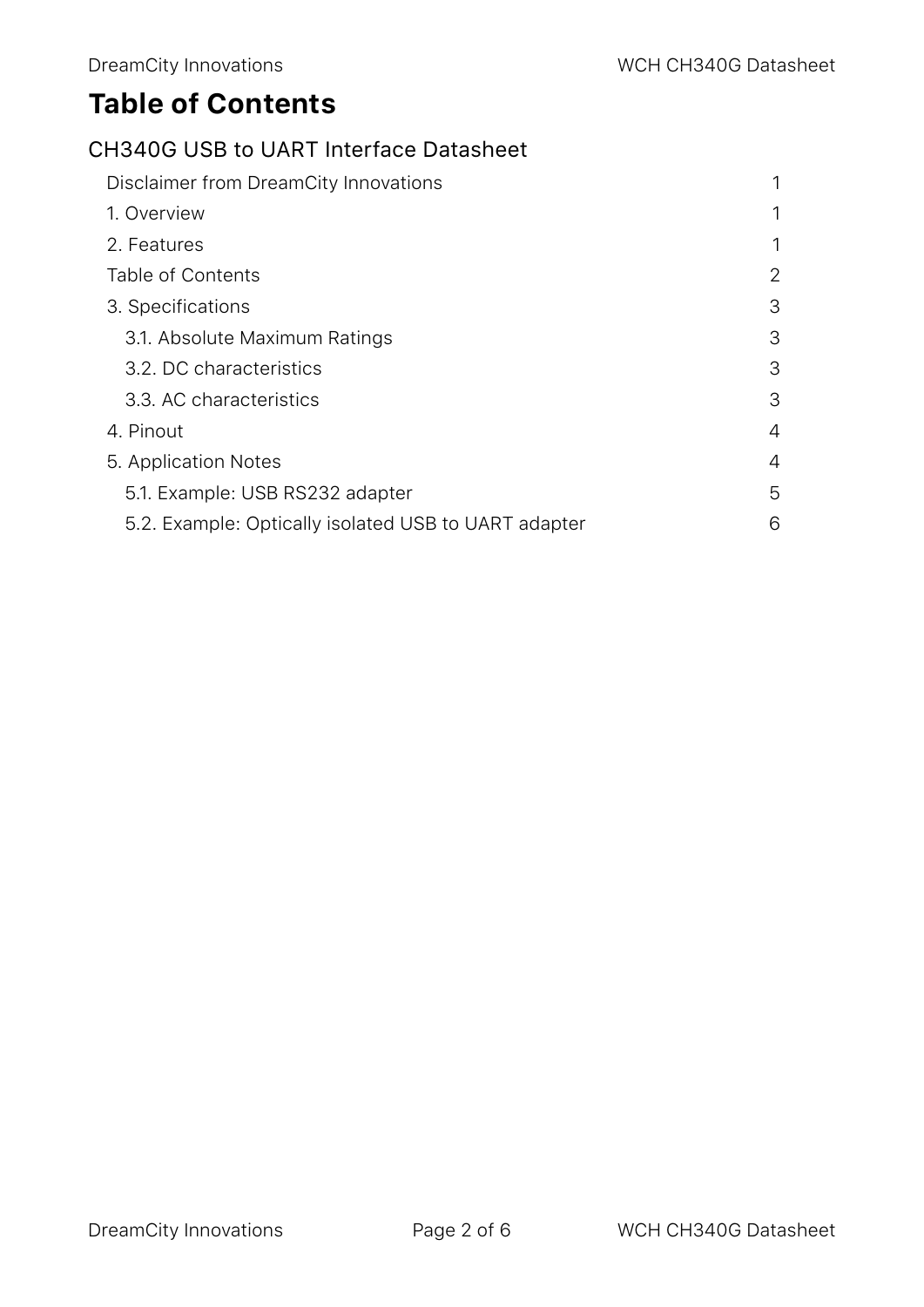# Table of Contents

## CH340G USB to UART Interface Datasheet

- Disclaimer from DreamCity Innovations 1
- 1. Overview 1
- 2. Features 1
- Table of Contents 2
- 3. Specifications 3
  - 3.1. Absolute Maximum Ratings 3
  - 3.2. DC characteristics 3
  - 3.3. AC characteristics 3
- 4. Pinout 4
- 5. Application Notes 4
  - 5.1. Example: USB RS232 adapter 5
  - 5.2. Example: Optically isolated USB to UART adapter 6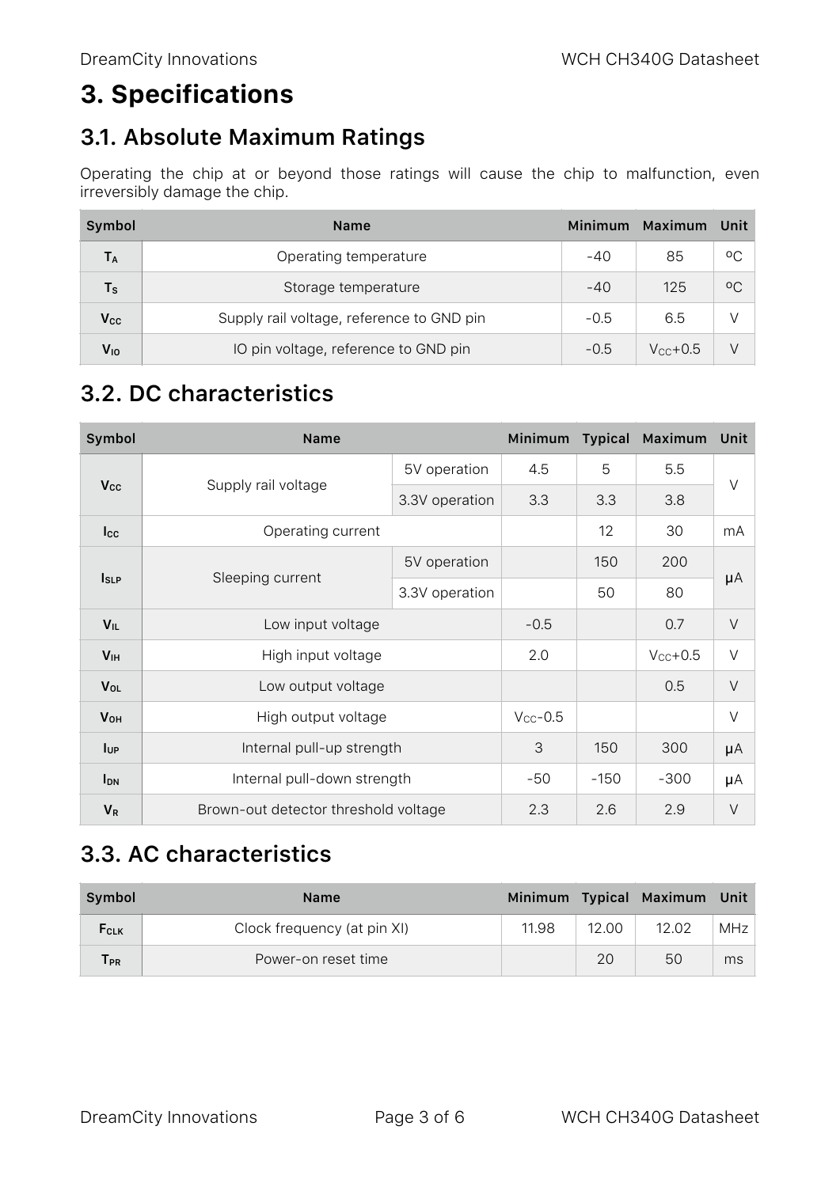# 3. Specifications

## 3.1. Absolute Maximum Ratings

Operating the chip at or beyond those ratings will cause the chip to malfunction, even irreversibly damage the chip.

| Symbol | Name | Minimum | Maximum | Unit |
|---|---|---|---|---|
| $T_A$ | Operating temperature | -40 | 85 | ºC |
| $T_S$ | Storage temperature | -40 | 125 | ºC |
| $V_{CC}$ | Supply rail voltage, reference to GND pin | -0.5 | 6.5 | V |
| $V_{IO}$ | IO pin voltage, reference to GND pin | -0.5 | $V_{CC}$+0.5 | V |

## 3.2. DC characteristics

| Symbol | Name | | Minimum | Typical | Maximum | Unit |
|---|---|---|---|---|---|---|
| $V_{CC}$ | Supply rail voltage | 5V operation | 4.5 | 5 | 5.5 | V |
| | | 3.3V operation | 3.3 | 3.3 | 3.8 | |
| $I_{CC}$ | Operating current | | | 12 | 30 | mA |
| $I_{SLP}$ | Sleeping current | 5V operation | | 150 | 200 | μA |
| | | 3.3V operation | | 50 | 80 | |
| $V_{IL}$ | Low input voltage | | -0.5 | | 0.7 | V |
| $V_{IH}$ | High input voltage | | 2.0 | | $V_{CC}$+0.5 | V |
| $V_{OL}$ | Low output voltage | | | | 0.5 | V |
| $V_{OH}$ | High output voltage | | $V_{CC}$-0.5 | | | V |
| $I_{UP}$ | Internal pull-up strength | | 3 | 150 | 300 | μA |
| $I_{DN}$ | Internal pull-down strength | | -50 | -150 | -300 | μA |
| $V_R$ | Brown-out detector threshold voltage | | 2.3 | 2.6 | 2.9 | V |

## 3.3. AC characteristics

| Symbol | Name | Minimum | Typical | Maximum | Unit |
|---|---|---|---|---|---|
| $F_{CLK}$ | Clock frequency (at pin XI) | 11.98 | 12.00 | 12.02 | MHz |
| $T_{PR}$ | Power-on reset time | | 20 | 50 | ms |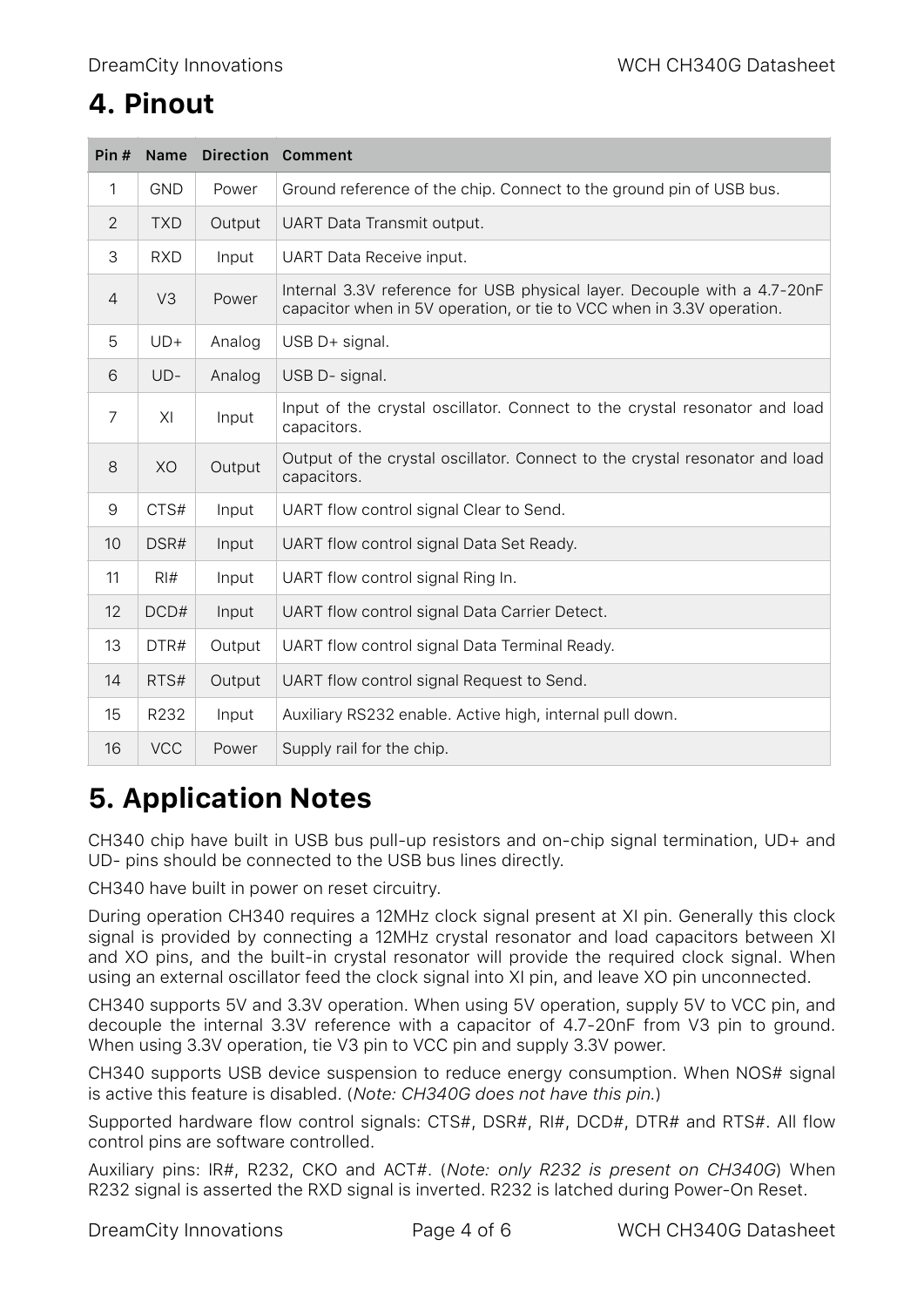# 4. Pinout

| Pin # | Name | Direction | Comment |
|---|---|---|---|
| 1 | GND | Power | Ground reference of the chip. Connect to the ground pin of USB bus. |
| 2 | TXD | Output | UART Data Transmit output. |
| 3 | RXD | Input | UART Data Receive input. |
| 4 | V3 | Power | Internal 3.3V reference for USB physical layer. Decouple with a 4.7-20nF capacitor when in 5V operation, or tie to VCC when in 3.3V operation. |
| 5 | UD+ | Analog | USB D+ signal. |
| 6 | UD- | Analog | USB D- signal. |
| 7 | XI | Input | Input of the crystal oscillator. Connect to the crystal resonator and load capacitors. |
| 8 | XO | Output | Output of the crystal oscillator. Connect to the crystal resonator and load capacitors. |
| 9 | CTS# | Input | UART flow control signal Clear to Send. |
| 10 | DSR# | Input | UART flow control signal Data Set Ready. |
| 11 | RI# | Input | UART flow control signal Ring In. |
| 12 | DCD# | Input | UART flow control signal Data Carrier Detect. |
| 13 | DTR# | Output | UART flow control signal Data Terminal Ready. |
| 14 | RTS# | Output | UART flow control signal Request to Send. |
| 15 | R232 | Input | Auxiliary RS232 enable. Active high, internal pull down. |
| 16 | VCC | Power | Supply rail for the chip. |

# 5. Application Notes

CH340 chip have built in USB bus pull-up resistors and on-chip signal termination, UD+ and UD- pins should be connected to the USB bus lines directly.

CH340 have built in power on reset circuitry.

During operation CH340 requires a 12MHz clock signal present at XI pin. Generally this clock signal is provided by connecting a 12MHz crystal resonator and load capacitors between XI and XO pins, and the built-in crystal resonator will provide the required clock signal. When using an external oscillator feed the clock signal into XI pin, and leave XO pin unconnected.

CH340 supports 5V and 3.3V operation. When using 5V operation, supply 5V to VCC pin, and decouple the internal 3.3V reference with a capacitor of 4.7-20nF from V3 pin to ground. When using 3.3V operation, tie V3 pin to VCC pin and supply 3.3V power.

CH340 supports USB device suspension to reduce energy consumption. When NOS# signal is active this feature is disabled. (*Note: CH340G does not have this pin.*)

Supported hardware flow control signals: CTS#, DSR#, RI#, DCD#, DTR# and RTS#. All flow control pins are software controlled.

Auxiliary pins: IR#, R232, CKO and ACT#. (*Note: only R232 is present on CH340G*) When R232 signal is asserted the RXD signal is inverted. R232 is latched during Power-On Reset.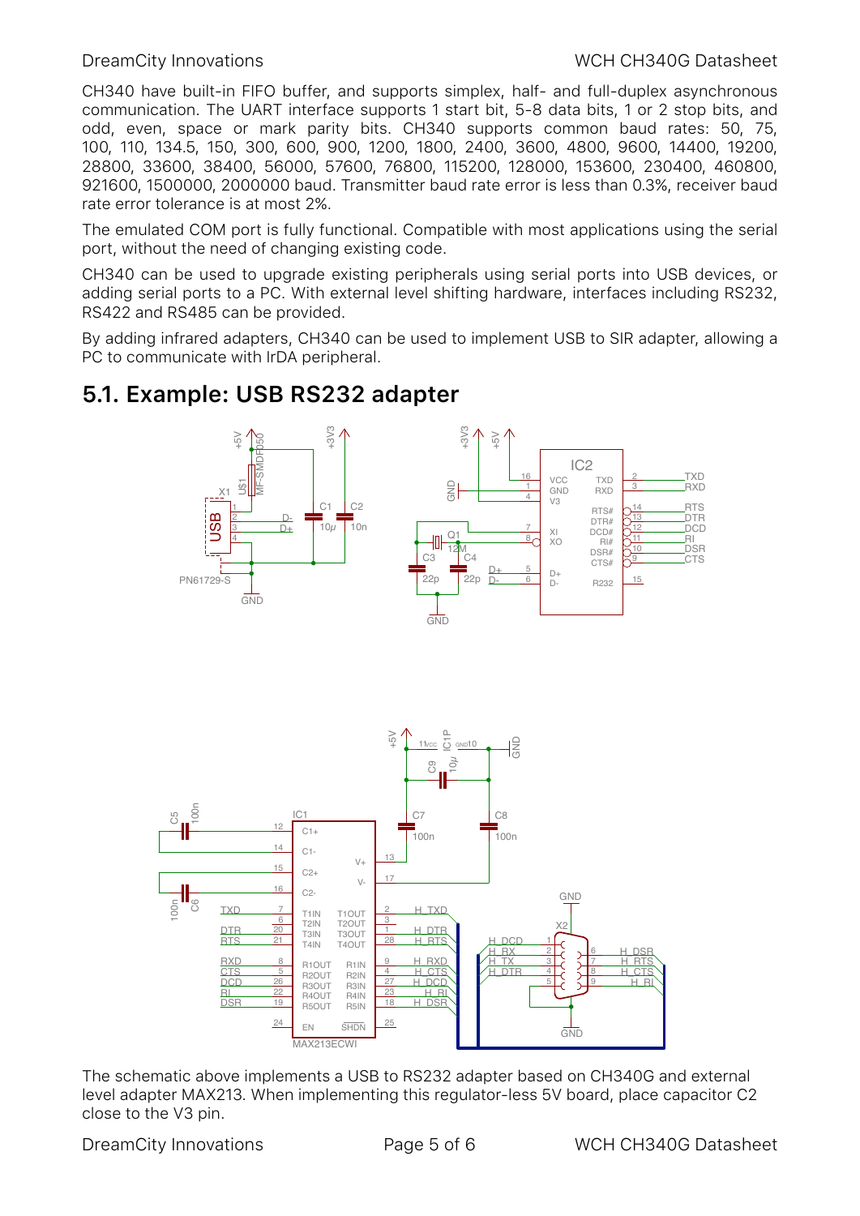CH340 have built-in FIFO buffer, and supports simplex, half- and full-duplex asynchronous communication. The UART interface supports 1 start bit, 5-8 data bits, 1 or 2 stop bits, and odd, even, space or mark parity bits. CH340 supports common baud rates: 50, 75, 100, 110, 134.5, 150, 300, 600, 900, 1200, 1800, 2400, 3600, 4800, 9600, 14400, 19200, 28800, 33600, 38400, 56000, 57600, 76800, 115200, 128000, 153600, 230400, 460800, 921600, 1500000, 2000000 baud. Transmitter baud rate error is less than 0.3%, receiver baud rate error tolerance is at most 2%.

The emulated COM port is fully functional. Compatible with most applications using the serial port, without the need of changing existing code.

CH340 can be used to upgrade existing peripherals using serial ports into USB devices, or adding serial ports to a PC. With external level shifting hardware, interfaces including RS232, RS422 and RS485 can be provided.

By adding infrared adapters, CH340 can be used to implement USB to SIR adapter, allowing a PC to communicate with IrDA peripheral.

## 5.1. Example: USB RS232 adapter

The schematic above implements a USB to RS232 adapter based on CH340G and external level adapter MAX213. When implementing this regulator-less 5V board, place capacitor C2 close to the V3 pin.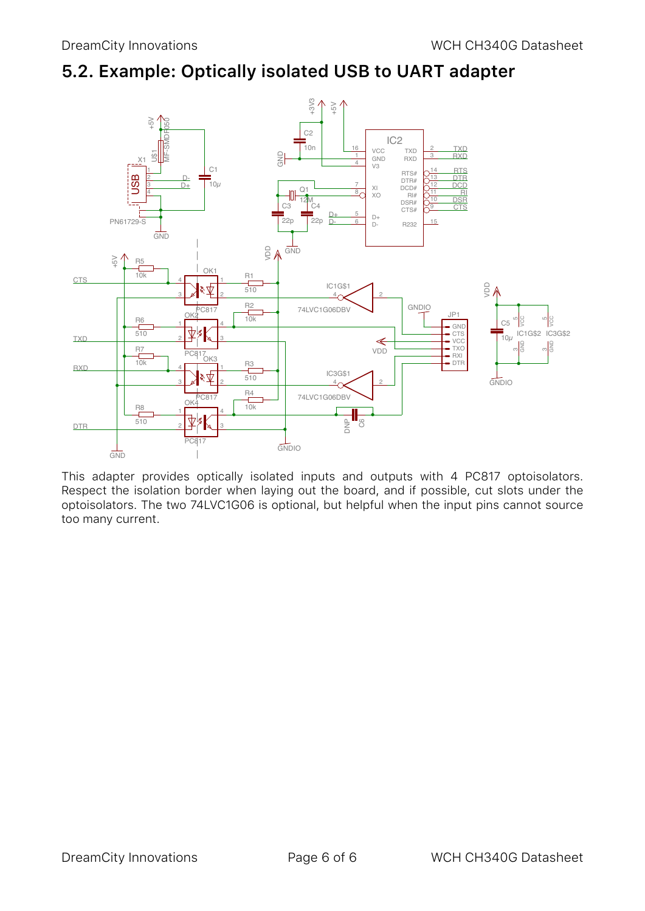## 5.2. Example: Optically isolated USB to UART adapter

This adapter provides optically isolated inputs and outputs with 4 PC817 optoisolators. Respect the isolation border when laying out the board, and if possible, cut slots under the optoisolators. The two 74LVC1G06 is optional, but helpful when the input pins cannot source too many current.